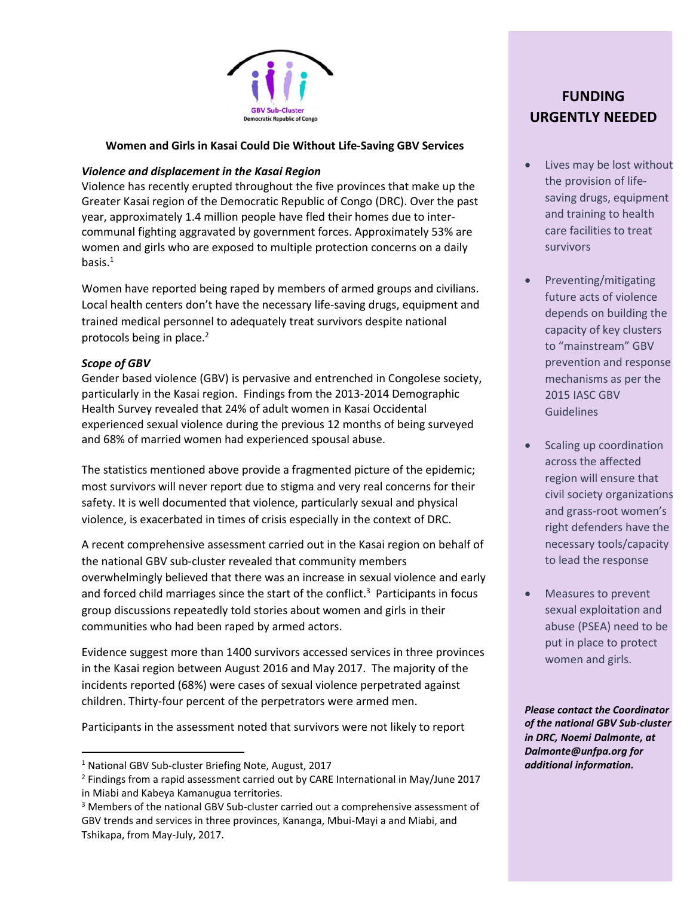GBV Sub-Cluster
Democratic Republic of Congo

**Women and Girls in Kasai Could Die Without Life-Saving GBV Services**

***Violence and displacement in the Kasai Region***

Violence has recently erupted throughout the five provinces that make up the Greater Kasai region of the Democratic Republic of Congo (DRC). Over the past year, approximately 1.4 million people have fled their homes due to inter-communal fighting aggravated by government forces. Approximately 53% are women and girls who are exposed to multiple protection concerns on a daily basis.[1]

Women have reported being raped by members of armed groups and civilians. Local health centers don't have the necessary life-saving drugs, equipment and trained medical personnel to adequately treat survivors despite national protocols being in place.[2]

***Scope of GBV***

Gender based violence (GBV) is pervasive and entrenched in Congolese society, particularly in the Kasai region. Findings from the 2013-2014 Demographic Health Survey revealed that 24% of adult women in Kasai Occidental experienced sexual violence during the previous 12 months of being surveyed and 68% of married women had experienced spousal abuse.

The statistics mentioned above provide a fragmented picture of the epidemic; most survivors will never report due to stigma and very real concerns for their safety. It is well documented that violence, particularly sexual and physical violence, is exacerbated in times of crisis especially in the context of DRC.

A recent comprehensive assessment carried out in the Kasai region on behalf of the national GBV sub-cluster revealed that community members overwhelmingly believed that there was an increase in sexual violence and early and forced child marriages since the start of the conflict.[3] Participants in focus group discussions repeatedly told stories about women and girls in their communities who had been raped by armed actors.

Evidence suggest more than 1400 survivors accessed services in three provinces in the Kasai region between August 2016 and May 2017. The majority of the incidents reported (68%) were cases of sexual violence perpetrated against children. Thirty-four percent of the perpetrators were armed men.

Participants in the assessment noted that survivors were not likely to report

[1] National GBV Sub-cluster Briefing Note, August, 2017

[2] Findings from a rapid assessment carried out by CARE International in May/June 2017 in Miabi and Kabeya Kamanugua territories.

[3] Members of the national GBV Sub-cluster carried out a comprehensive assessment of GBV trends and services in three provinces, Kananga, Mbui-Mayi a and Miabi, and Tshikapa, from May-July, 2017.

## FUNDING URGENTLY NEEDED

- Lives may be lost without the provision of life-saving drugs, equipment and training to health care facilities to treat survivors
- Preventing/mitigating future acts of violence depends on building the capacity of key clusters to "mainstream" GBV prevention and response mechanisms as per the 2015 IASC GBV Guidelines
- Scaling up coordination across the affected region will ensure that civil society organizations and grass-root women's right defenders have the necessary tools/capacity to lead the response
- Measures to prevent sexual exploitation and abuse (PSEA) need to be put in place to protect women and girls.

***Please contact the Coordinator of the national GBV Sub-cluster in DRC, Noemi Dalmonte, at Dalmonte@unfpa.org for additional information.***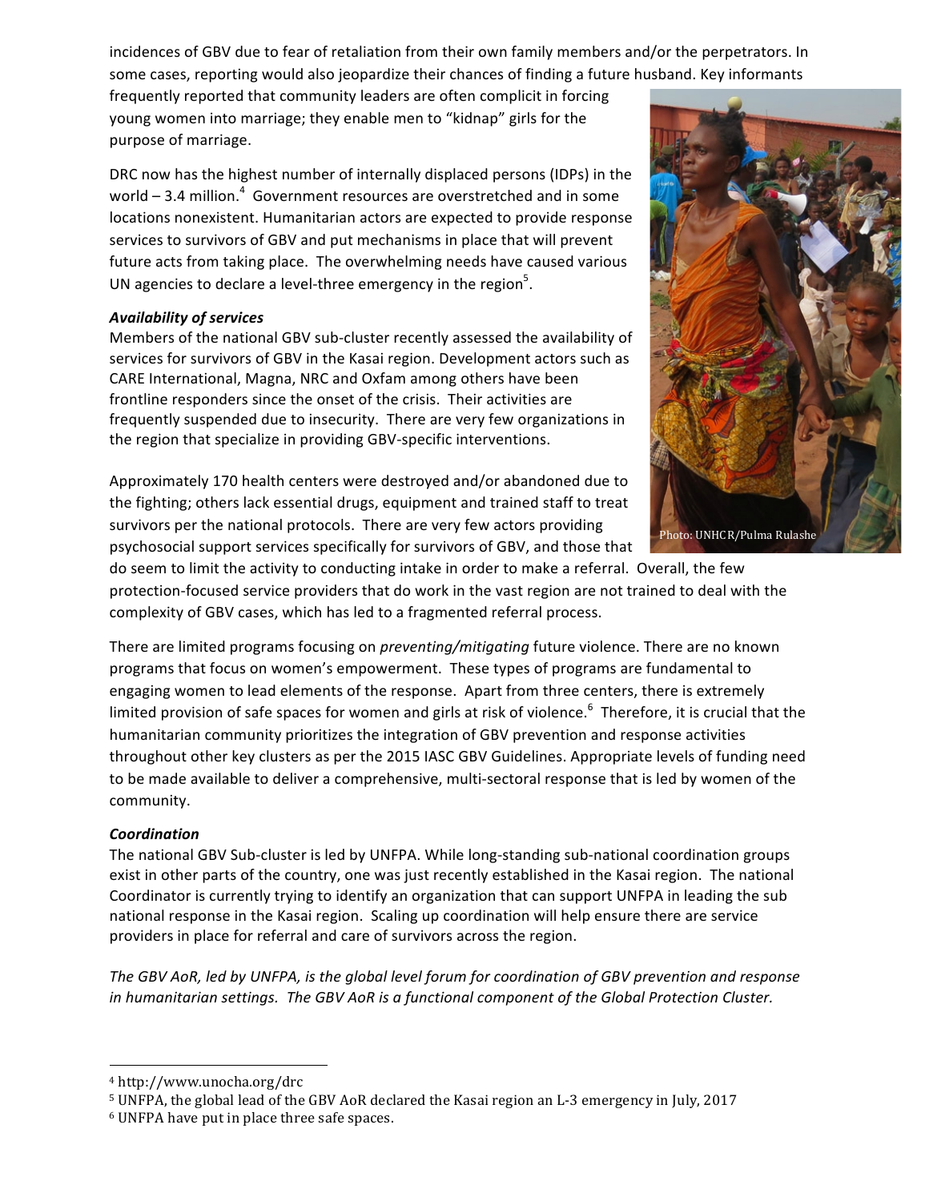incidences of GBV due to fear of retaliation from their own family members and/or the perpetrators. In some cases, reporting would also jeopardize their chances of finding a future husband. Key informants frequently reported that community leaders are often complicit in forcing young women into marriage; they enable men to "kidnap" girls for the purpose of marriage.

DRC now has the highest number of internally displaced persons (IDPs) in the world – 3.4 million.[4] Government resources are overstretched and in some locations nonexistent. Humanitarian actors are expected to provide response services to survivors of GBV and put mechanisms in place that will prevent future acts from taking place. The overwhelming needs have caused various UN agencies to declare a level-three emergency in the region[5].

***Availability of services***

Members of the national GBV sub-cluster recently assessed the availability of services for survivors of GBV in the Kasai region. Development actors such as CARE International, Magna, NRC and Oxfam among others have been frontline responders since the onset of the crisis. Their activities are frequently suspended due to insecurity. There are very few organizations in the region that specialize in providing GBV-specific interventions.

Approximately 170 health centers were destroyed and/or abandoned due to the fighting; others lack essential drugs, equipment and trained staff to treat survivors per the national protocols. There are very few actors providing psychosocial support services specifically for survivors of GBV, and those that do seem to limit the activity to conducting intake in order to make a referral. Overall, the few protection-focused service providers that do work in the vast region are not trained to deal with the complexity of GBV cases, which has led to a fragmented referral process.

Photo: UNHCR/Pulma Rulashe

There are limited programs focusing on *preventing/mitigating* future violence. There are no known programs that focus on women's empowerment. These types of programs are fundamental to engaging women to lead elements of the response. Apart from three centers, there is extremely limited provision of safe spaces for women and girls at risk of violence.[6] Therefore, it is crucial that the humanitarian community prioritizes the integration of GBV prevention and response activities throughout other key clusters as per the 2015 IASC GBV Guidelines. Appropriate levels of funding need to be made available to deliver a comprehensive, multi-sectoral response that is led by women of the community.

***Coordination***

The national GBV Sub-cluster is led by UNFPA. While long-standing sub-national coordination groups exist in other parts of the country, one was just recently established in the Kasai region. The national Coordinator is currently trying to identify an organization that can support UNFPA in leading the sub national response in the Kasai region. Scaling up coordination will help ensure there are service providers in place for referral and care of survivors across the region.

*The GBV AoR, led by UNFPA, is the global level forum for coordination of GBV prevention and response in humanitarian settings. The GBV AoR is a functional component of the Global Protection Cluster.*

---

[4] http://www.unocha.org/drc

[5] UNFPA, the global lead of the GBV AoR declared the Kasai region an L-3 emergency in July, 2017

[6] UNFPA have put in place three safe spaces.